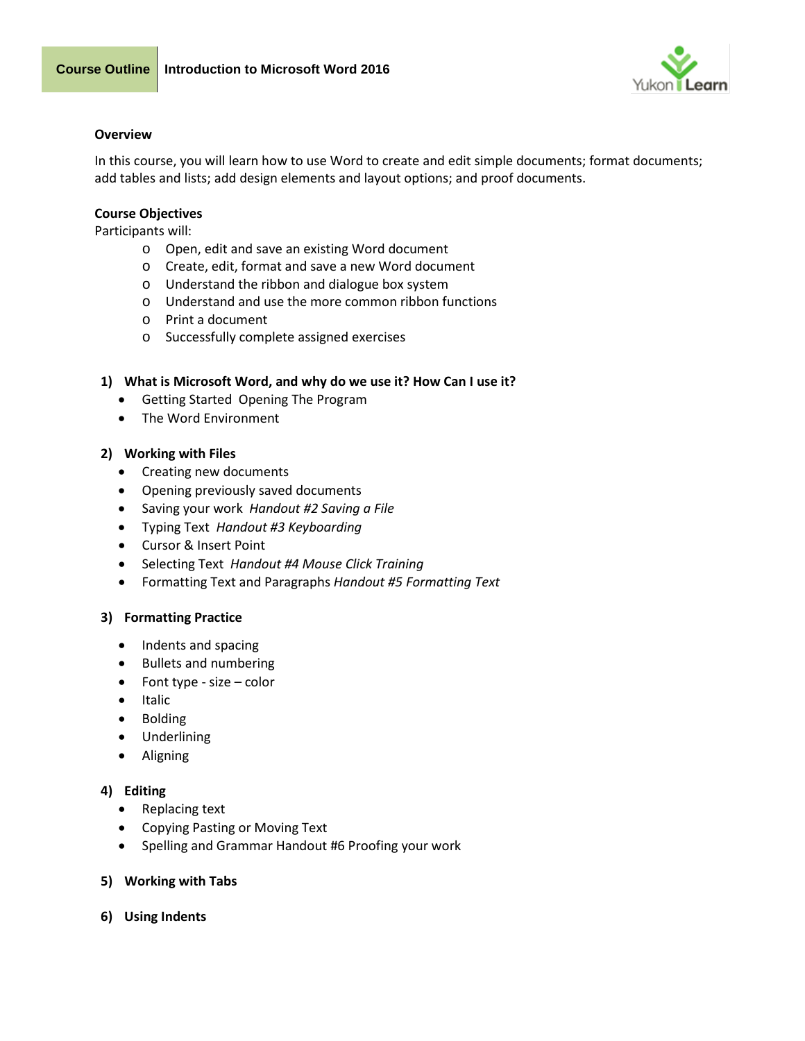**Course Outline** | **Introduction to Microsoft Word 2016**

Yukon Learn

## Overview

In this course, you will learn how to use Word to create and edit simple documents; format documents; add tables and lists; add design elements and layout options; and proof documents.

## Course Objectives

Participants will:

- Open, edit and save an existing Word document
- Create, edit, format and save a new Word document
- Understand the ribbon and dialogue box system
- Understand and use the more common ribbon functions
- Print a document
- Successfully complete assigned exercises

### 1) What is Microsoft Word, and why do we use it? How Can I use it?

- Getting Started Opening The Program
- The Word Environment

### 2) Working with Files

- Creating new documents
- Opening previously saved documents
- Saving your work *Handout #2 Saving a File*
- Typing Text *Handout #3 Keyboarding*
- Cursor & Insert Point
- Selecting Text *Handout #4 Mouse Click Training*
- Formatting Text and Paragraphs *Handout #5 Formatting Text*

### 3) Formatting Practice

- Indents and spacing
- Bullets and numbering
- Font type - size – color
- Italic
- Bolding
- Underlining
- Aligning

### 4) Editing

- Replacing text
- Copying Pasting or Moving Text
- Spelling and Grammar Handout #6 Proofing your work

### 5) Working with Tabs

### 6) Using Indents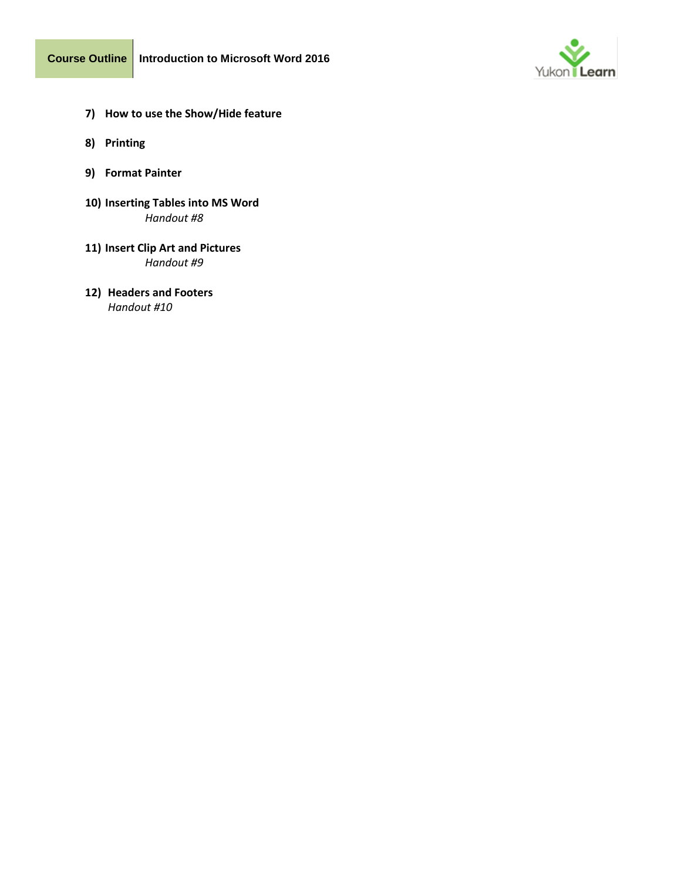7) **How to use the Show/Hide feature**

8) **Printing**

9) **Format Painter**

10) **Inserting Tables into MS Word**
    *Handout #8*

11) **Insert Clip Art and Pictures**
    *Handout #9*

12) **Headers and Footers**
    *Handout #10*